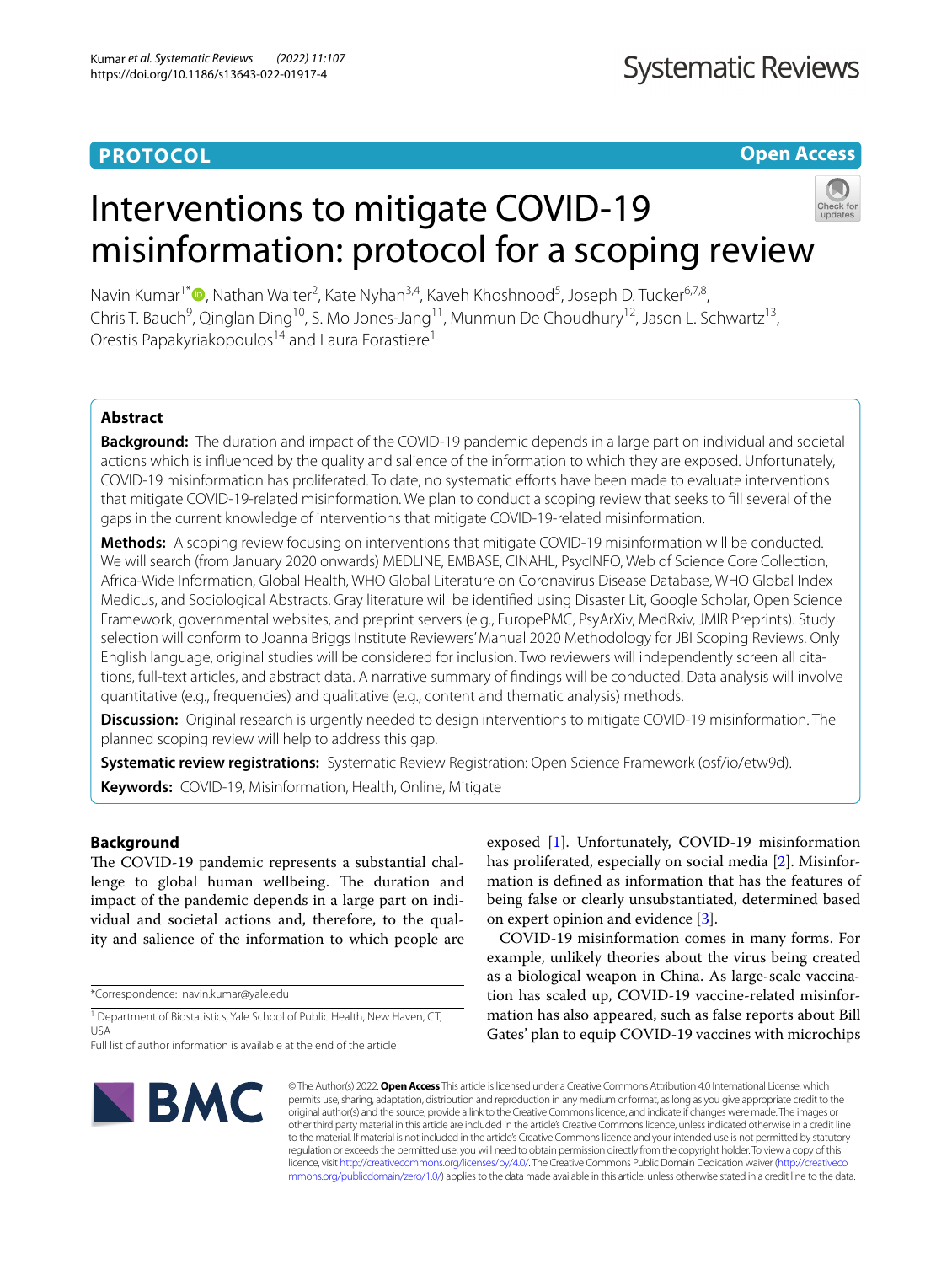**PROTOCOL**

**Open Access**

# Interventions to mitigate COVID-19 misinformation: protocol for a scoping review

Navin Kumar[1*], Nathan Walter[2], Kate Nyhan[3,4], Kaveh Khoshnood[5], Joseph D. Tucker[6,7,8], Chris T. Bauch[9], Qinglan Ding[10], S. Mo Jones-Jang[11], Munmun De Choudhury[12], Jason L. Schwartz[13], Orestis Papakyriakopoulos[14] and Laura Forastiere[1]

## Abstract

**Background:** The duration and impact of the COVID-19 pandemic depends in a large part on individual and societal actions which is influenced by the quality and salience of the information to which they are exposed. Unfortunately, COVID-19 misinformation has proliferated. To date, no systematic efforts have been made to evaluate interventions that mitigate COVID-19-related misinformation. We plan to conduct a scoping review that seeks to fill several of the gaps in the current knowledge of interventions that mitigate COVID-19-related misinformation.

**Methods:** A scoping review focusing on interventions that mitigate COVID-19 misinformation will be conducted. We will search (from January 2020 onwards) MEDLINE, EMBASE, CINAHL, PsycINFO, Web of Science Core Collection, Africa-Wide Information, Global Health, WHO Global Literature on Coronavirus Disease Database, WHO Global Index Medicus, and Sociological Abstracts. Gray literature will be identified using Disaster Lit, Google Scholar, Open Science Framework, governmental websites, and preprint servers (e.g., EuropePMC, PsyArXiv, MedRxiv, JMIR Preprints). Study selection will conform to Joanna Briggs Institute Reviewers' Manual 2020 Methodology for JBI Scoping Reviews. Only English language, original studies will be considered for inclusion. Two reviewers will independently screen all citations, full-text articles, and abstract data. A narrative summary of findings will be conducted. Data analysis will involve quantitative (e.g., frequencies) and qualitative (e.g., content and thematic analysis) methods.

**Discussion:** Original research is urgently needed to design interventions to mitigate COVID-19 misinformation. The planned scoping review will help to address this gap.

**Systematic review registrations:** Systematic Review Registration: Open Science Framework (osf/io/etw9d).

**Keywords:** COVID-19, Misinformation, Health, Online, Mitigate

## Background

The COVID-19 pandemic represents a substantial challenge to global human wellbeing. The duration and impact of the pandemic depends in a large part on individual and societal actions and, therefore, to the quality and salience of the information to which people are exposed [1]. Unfortunately, COVID-19 misinformation has proliferated, especially on social media [2]. Misinformation is defined as information that has the features of being false or clearly unsubstantiated, determined based on expert opinion and evidence [3].

COVID-19 misinformation comes in many forms. For example, unlikely theories about the virus being created as a biological weapon in China. As large-scale vaccination has scaled up, COVID-19 vaccine-related misinformation has also appeared, such as false reports about Bill Gates' plan to equip COVID-19 vaccines with microchips

*Correspondence: navin.kumar@yale.edu

[1] Department of Biostatistics, Yale School of Public Health, New Haven, CT, USA

Full list of author information is available at the end of the article

© The Author(s) 2022. **Open Access** This article is licensed under a Creative Commons Attribution 4.0 International License, which permits use, sharing, adaptation, distribution and reproduction in any medium or format, as long as you give appropriate credit to the original author(s) and the source, provide a link to the Creative Commons licence, and indicate if changes were made. The images or other third party material in this article are included in the article's Creative Commons licence, unless indicated otherwise in a credit line to the material. If material is not included in the article's Creative Commons licence and your intended use is not permitted by statutory regulation or exceeds the permitted use, you will need to obtain permission directly from the copyright holder. To view a copy of this licence, visit http://creativecommons.org/licenses/by/4.0/. The Creative Commons Public Domain Dedication waiver (http://creativecommons.org/publicdomain/zero/1.0/) applies to the data made available in this article, unless otherwise stated in a credit line to the data.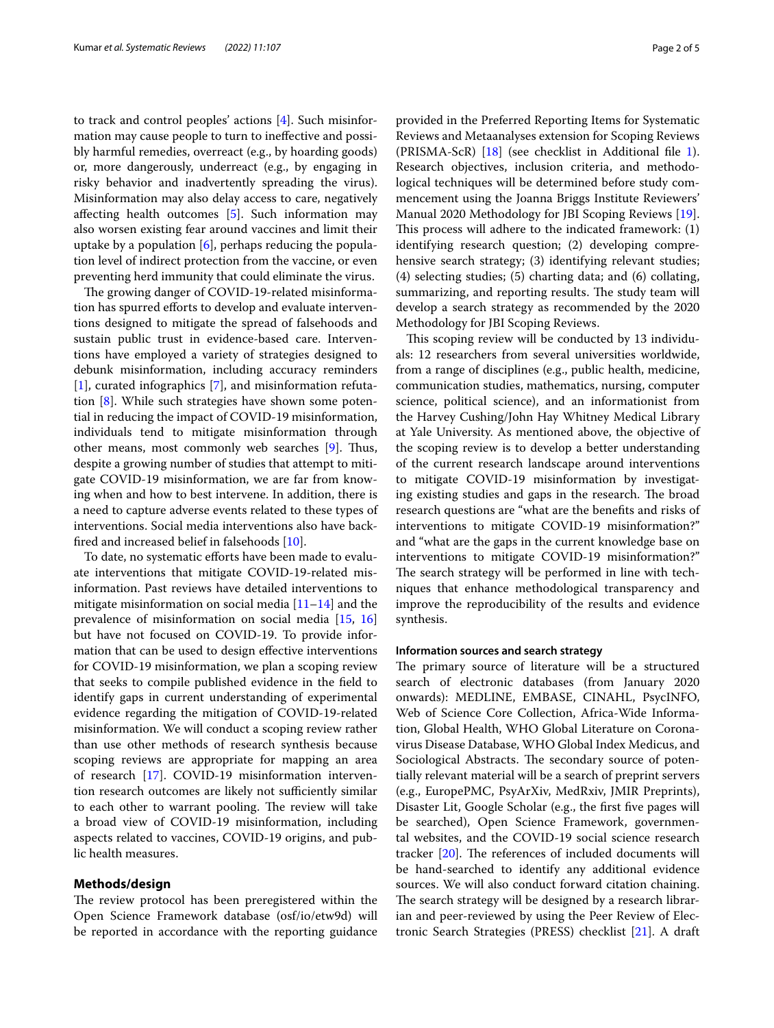to track and control peoples' actions [4]. Such misinformation may cause people to turn to ineffective and possibly harmful remedies, overreact (e.g., by hoarding goods) or, more dangerously, underreact (e.g., by engaging in risky behavior and inadvertently spreading the virus). Misinformation may also delay access to care, negatively affecting health outcomes [5]. Such information may also worsen existing fear around vaccines and limit their uptake by a population [6], perhaps reducing the population level of indirect protection from the vaccine, or even preventing herd immunity that could eliminate the virus.

The growing danger of COVID-19-related misinformation has spurred efforts to develop and evaluate interventions designed to mitigate the spread of falsehoods and sustain public trust in evidence-based care. Interventions have employed a variety of strategies designed to debunk misinformation, including accuracy reminders [1], curated infographics [7], and misinformation refutation [8]. While such strategies have shown some potential in reducing the impact of COVID-19 misinformation, individuals tend to mitigate misinformation through other means, most commonly web searches [9]. Thus, despite a growing number of studies that attempt to mitigate COVID-19 misinformation, we are far from knowing when and how to best intervene. In addition, there is a need to capture adverse events related to these types of interventions. Social media interventions also have backfired and increased belief in falsehoods [10].

To date, no systematic efforts have been made to evaluate interventions that mitigate COVID-19-related misinformation. Past reviews have detailed interventions to mitigate misinformation on social media [11–14] and the prevalence of misinformation on social media [15, 16] but have not focused on COVID-19. To provide information that can be used to design effective interventions for COVID-19 misinformation, we plan a scoping review that seeks to compile published evidence in the field to identify gaps in current understanding of experimental evidence regarding the mitigation of COVID-19-related misinformation. We will conduct a scoping review rather than use other methods of research synthesis because scoping reviews are appropriate for mapping an area of research [17]. COVID-19 misinformation intervention research outcomes are likely not sufficiently similar to each other to warrant pooling. The review will take a broad view of COVID-19 misinformation, including aspects related to vaccines, COVID-19 origins, and public health measures.

## Methods/design

The review protocol has been preregistered within the Open Science Framework database (osf/io/etw9d) will be reported in accordance with the reporting guidance provided in the Preferred Reporting Items for Systematic Reviews and Metaanalyses extension for Scoping Reviews (PRISMA-ScR) [18] (see checklist in Additional file 1). Research objectives, inclusion criteria, and methodological techniques will be determined before study commencement using the Joanna Briggs Institute Reviewers' Manual 2020 Methodology for JBI Scoping Reviews [19]. This process will adhere to the indicated framework: (1) identifying research question; (2) developing comprehensive search strategy; (3) identifying relevant studies; (4) selecting studies; (5) charting data; and (6) collating, summarizing, and reporting results. The study team will develop a search strategy as recommended by the 2020 Methodology for JBI Scoping Reviews.

This scoping review will be conducted by 13 individuals: 12 researchers from several universities worldwide, from a range of disciplines (e.g., public health, medicine, communication studies, mathematics, nursing, computer science, political science), and an informationist from the Harvey Cushing/John Hay Whitney Medical Library at Yale University. As mentioned above, the objective of the scoping review is to develop a better understanding of the current research landscape around interventions to mitigate COVID-19 misinformation by investigating existing studies and gaps in the research. The broad research questions are "what are the benefits and risks of interventions to mitigate COVID-19 misinformation?" and "what are the gaps in the current knowledge base on interventions to mitigate COVID-19 misinformation?" The search strategy will be performed in line with techniques that enhance methodological transparency and improve the reproducibility of the results and evidence synthesis.

### Information sources and search strategy

The primary source of literature will be a structured search of electronic databases (from January 2020 onwards): MEDLINE, EMBASE, CINAHL, PsycINFO, Web of Science Core Collection, Africa-Wide Information, Global Health, WHO Global Literature on Coronavirus Disease Database, WHO Global Index Medicus, and Sociological Abstracts. The secondary source of potentially relevant material will be a search of preprint servers (e.g., EuropePMC, PsyArXiv, MedRxiv, JMIR Preprints), Disaster Lit, Google Scholar (e.g., the first five pages will be searched), Open Science Framework, governmental websites, and the COVID-19 social science research tracker [20]. The references of included documents will be hand-searched to identify any additional evidence sources. We will also conduct forward citation chaining. The search strategy will be designed by a research librarian and peer-reviewed by using the Peer Review of Electronic Search Strategies (PRESS) checklist [21]. A draft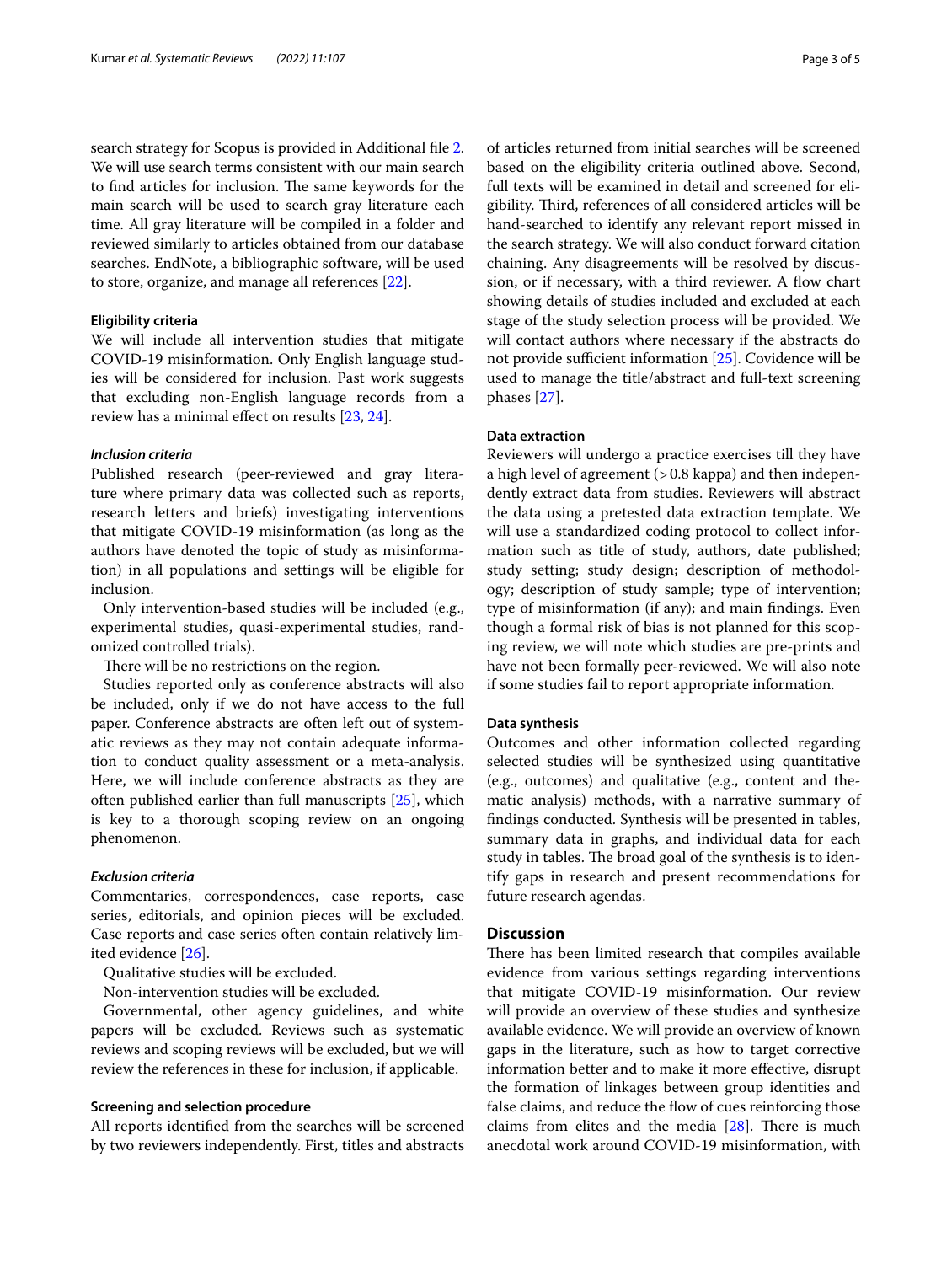search strategy for Scopus is provided in Additional file 2. We will use search terms consistent with our main search to find articles for inclusion. The same keywords for the main search will be used to search gray literature each time. All gray literature will be compiled in a folder and reviewed similarly to articles obtained from our database searches. EndNote, a bibliographic software, will be used to store, organize, and manage all references [22].

### Eligibility criteria

We will include all intervention studies that mitigate COVID-19 misinformation. Only English language studies will be considered for inclusion. Past work suggests that excluding non-English language records from a review has a minimal effect on results [23, 24].

#### *Inclusion criteria*

Published research (peer-reviewed and gray literature where primary data was collected such as reports, research letters and briefs) investigating interventions that mitigate COVID-19 misinformation (as long as the authors have denoted the topic of study as misinformation) in all populations and settings will be eligible for inclusion.

Only intervention-based studies will be included (e.g., experimental studies, quasi-experimental studies, randomized controlled trials).

There will be no restrictions on the region.

Studies reported only as conference abstracts will also be included, only if we do not have access to the full paper. Conference abstracts are often left out of systematic reviews as they may not contain adequate information to conduct quality assessment or a meta-analysis. Here, we will include conference abstracts as they are often published earlier than full manuscripts [25], which is key to a thorough scoping review on an ongoing phenomenon.

#### *Exclusion criteria*

Commentaries, correspondences, case reports, case series, editorials, and opinion pieces will be excluded. Case reports and case series often contain relatively limited evidence [26].

Qualitative studies will be excluded.

Non-intervention studies will be excluded.

Governmental, other agency guidelines, and white papers will be excluded. Reviews such as systematic reviews and scoping reviews will be excluded, but we will review the references in these for inclusion, if applicable.

### Screening and selection procedure

All reports identified from the searches will be screened by two reviewers independently. First, titles and abstracts of articles returned from initial searches will be screened based on the eligibility criteria outlined above. Second, full texts will be examined in detail and screened for eligibility. Third, references of all considered articles will be hand-searched to identify any relevant report missed in the search strategy. We will also conduct forward citation chaining. Any disagreements will be resolved by discussion, or if necessary, with a third reviewer. A flow chart showing details of studies included and excluded at each stage of the study selection process will be provided. We will contact authors where necessary if the abstracts do not provide sufficient information [25]. Covidence will be used to manage the title/abstract and full-text screening phases [27].

### Data extraction

Reviewers will undergo a practice exercises till they have a high level of agreement (> 0.8 kappa) and then independently extract data from studies. Reviewers will abstract the data using a pretested data extraction template. We will use a standardized coding protocol to collect information such as title of study, authors, date published; study setting; study design; description of methodology; description of study sample; type of intervention; type of misinformation (if any); and main findings. Even though a formal risk of bias is not planned for this scoping review, we will note which studies are pre-prints and have not been formally peer-reviewed. We will also note if some studies fail to report appropriate information.

### Data synthesis

Outcomes and other information collected regarding selected studies will be synthesized using quantitative (e.g., outcomes) and qualitative (e.g., content and thematic analysis) methods, with a narrative summary of findings conducted. Synthesis will be presented in tables, summary data in graphs, and individual data for each study in tables. The broad goal of the synthesis is to identify gaps in research and present recommendations for future research agendas.

## Discussion

There has been limited research that compiles available evidence from various settings regarding interventions that mitigate COVID-19 misinformation. Our review will provide an overview of these studies and synthesize available evidence. We will provide an overview of known gaps in the literature, such as how to target corrective information better and to make it more effective, disrupt the formation of linkages between group identities and false claims, and reduce the flow of cues reinforcing those claims from elites and the media [28]. There is much anecdotal work around COVID-19 misinformation, with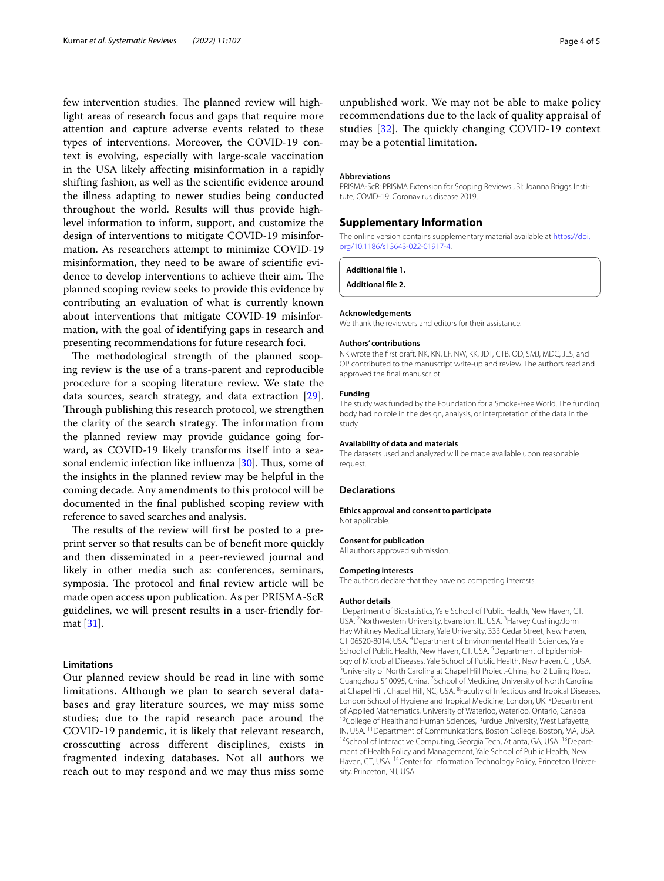few intervention studies. The planned review will highlight areas of research focus and gaps that require more attention and capture adverse events related to these types of interventions. Moreover, the COVID-19 context is evolving, especially with large-scale vaccination in the USA likely affecting misinformation in a rapidly shifting fashion, as well as the scientific evidence around the illness adapting to newer studies being conducted throughout the world. Results will thus provide high-level information to inform, support, and customize the design of interventions to mitigate COVID-19 misinformation. As researchers attempt to minimize COVID-19 misinformation, they need to be aware of scientific evidence to develop interventions to achieve their aim. The planned scoping review seeks to provide this evidence by contributing an evaluation of what is currently known about interventions that mitigate COVID-19 misinformation, with the goal of identifying gaps in research and presenting recommendations for future research foci.

The methodological strength of the planned scoping review is the use of a trans-parent and reproducible procedure for a scoping literature review. We state the data sources, search strategy, and data extraction [29]. Through publishing this research protocol, we strengthen the clarity of the search strategy. The information from the planned review may provide guidance going forward, as COVID-19 likely transforms itself into a seasonal endemic infection like influenza [30]. Thus, some of the insights in the planned review may be helpful in the coming decade. Any amendments to this protocol will be documented in the final published scoping review with reference to saved searches and analysis.

The results of the review will first be posted to a preprint server so that results can be of benefit more quickly and then disseminated in a peer-reviewed journal and likely in other media such as: conferences, seminars, symposia. The protocol and final review article will be made open access upon publication. As per PRISMA-ScR guidelines, we will present results in a user-friendly format [31].

### Limitations

Our planned review should be read in line with some limitations. Although we plan to search several databases and gray literature sources, we may miss some studies; due to the rapid research pace around the COVID-19 pandemic, it is likely that relevant research, crosscutting across different disciplines, exists in fragmented indexing databases. Not all authors we reach out to may respond and we may thus miss some unpublished work. We may not be able to make policy recommendations due to the lack of quality appraisal of studies [32]. The quickly changing COVID-19 context may be a potential limitation.

#### Abbreviations

PRISMA-ScR: PRISMA Extension for Scoping Reviews JBI: Joanna Briggs Institute; COVID-19: Coronavirus disease 2019.

## Supplementary Information

The online version contains supplementary material available at https://doi.org/10.1186/s13643-022-01917-4.

**Additional file 1.**

**Additional file 2.**

#### Acknowledgements

We thank the reviewers and editors for their assistance.

#### Authors' contributions

NK wrote the first draft. NK, KN, LF, NW, KK, JDT, CTB, QD, SMJ, MDC, JLS, and OP contributed to the manuscript write-up and review. The authors read and approved the final manuscript.

#### Funding

The study was funded by the Foundation for a Smoke-Free World. The funding body had no role in the design, analysis, or interpretation of the data in the study.

#### Availability of data and materials

The datasets used and analyzed will be made available upon reasonable request.

## Declarations

#### Ethics approval and consent to participate

Not applicable.

#### Consent for publication

All authors approved submission.

#### Competing interests

The authors declare that they have no competing interests.

#### Author details

[1]Department of Biostatistics, Yale School of Public Health, New Haven, CT, USA. [2]Northwestern University, Evanston, IL, USA. [3]Harvey Cushing/John Hay Whitney Medical Library, Yale University, 333 Cedar Street, New Haven, CT 06520-8014, USA. [4]Department of Environmental Health Sciences, Yale School of Public Health, New Haven, CT, USA. [5]Department of Epidemiology of Microbial Diseases, Yale School of Public Health, New Haven, CT, USA. [6]University of North Carolina at Chapel Hill Project-China, No. 2 Lujing Road, Guangzhou 510095, China. [7]School of Medicine, University of North Carolina at Chapel Hill, Chapel Hill, NC, USA. [8]Faculty of Infectious and Tropical Diseases, London School of Hygiene and Tropical Medicine, London, UK. [9]Department of Applied Mathematics, University of Waterloo, Waterloo, Ontario, Canada. [10]College of Health and Human Sciences, Purdue University, West Lafayette, IN, USA. [11]Department of Communications, Boston College, Boston, MA, USA. [12]School of Interactive Computing, Georgia Tech, Atlanta, GA, USA. [13]Department of Health Policy and Management, Yale School of Public Health, New Haven, CT, USA. [14]Center for Information Technology Policy, Princeton University, Princeton, NJ, USA.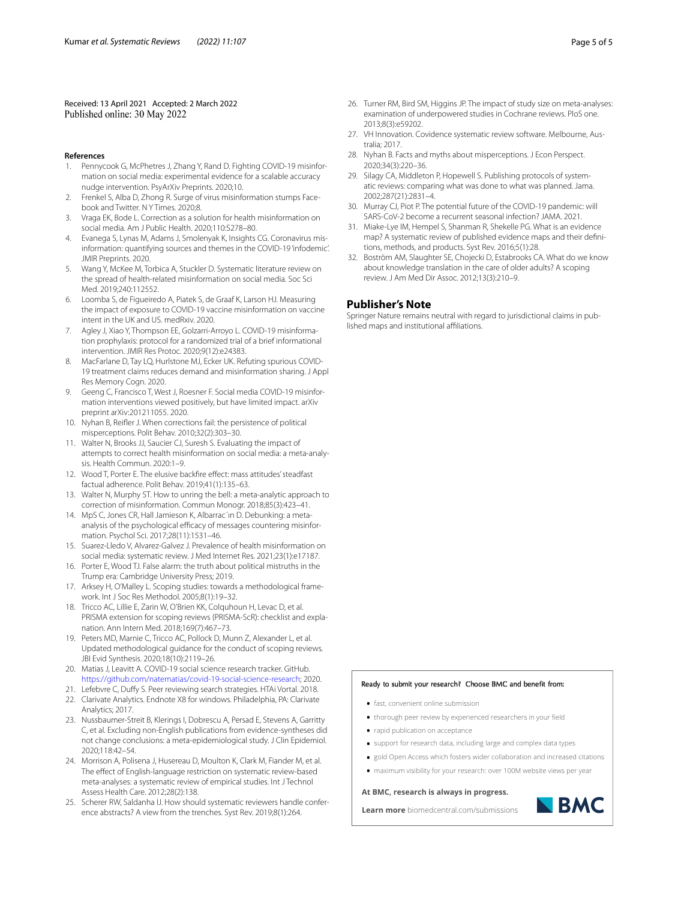Received: 13 April 2021 Accepted: 2 March 2022
Published online: 30 May 2022

## References

1. Pennycook G, McPhetres J, Zhang Y, Rand D. Fighting COVID-19 misinformation on social media: experimental evidence for a scalable accuracy nudge intervention. PsyArXiv Preprints. 2020;10.
2. Frenkel S, Alba D, Zhong R. Surge of virus misinformation stumps Facebook and Twitter. N Y Times. 2020;8.
3. Vraga EK, Bode L. Correction as a solution for health misinformation on social media. Am J Public Health. 2020;110:S278–80.
4. Evanega S, Lynas M, Adams J, Smolenyak K, Insights CG. Coronavirus misinformation: quantifying sources and themes in the COVID-19 'infodemic'. JMIR Preprints. 2020.
5. Wang Y, McKee M, Torbica A, Stuckler D. Systematic literature review on the spread of health-related misinformation on social media. Soc Sci Med. 2019;240:112552.
6. Loomba S, de Figueiredo A, Piatek S, de Graaf K, Larson HJ. Measuring the impact of exposure to COVID-19 vaccine misinformation on vaccine intent in the UK and US. medRxiv. 2020.
7. Agley J, Xiao Y, Thompson EE, Golzarri-Arroyo L. COVID-19 misinformation prophylaxis: protocol for a randomized trial of a brief informational intervention. JMIR Res Protoc. 2020;9(12):e24383.
8. MacFarlane D, Tay LQ, Hurlstone MJ, Ecker UK. Refuting spurious COVID-19 treatment claims reduces demand and misinformation sharing. J Appl Res Memory Cogn. 2020.
9. Geeng C, Francisco T, West J, Roesner F. Social media COVID-19 misinformation interventions viewed positively, but have limited impact. arXiv preprint arXiv:201211055. 2020.
10. Nyhan B, Reifler J. When corrections fail: the persistence of political misperceptions. Polit Behav. 2010;32(2):303–30.
11. Walter N, Brooks JJ, Saucier CJ, Suresh S. Evaluating the impact of attempts to correct health misinformation on social media: a meta-analysis. Health Commun. 2020:1–9.
12. Wood T, Porter E. The elusive backfire effect: mass attitudes' steadfast factual adherence. Polit Behav. 2019;41(1):135–63.
13. Walter N, Murphy ST. How to unring the bell: a meta-analytic approach to correction of misinformation. Commun Monogr. 2018;85(3):423–41.
14. MpS C, Jones CR, Hall Jamieson K, Albarrac´in D. Debunking: a meta-analysis of the psychological efficacy of messages countering misinformation. Psychol Sci. 2017;28(11):1531–46.
15. Suarez-Lledo V, Alvarez-Galvez J. Prevalence of health misinformation on social media: systematic review. J Med Internet Res. 2021;23(1):e17187.
16. Porter E, Wood TJ. False alarm: the truth about political mistruths in the Trump era: Cambridge University Press; 2019.
17. Arksey H, O'Malley L. Scoping studies: towards a methodological framework. Int J Soc Res Methodol. 2005;8(1):19–32.
18. Tricco AC, Lillie E, Zarin W, O'Brien KK, Colquhoun H, Levac D, et al. PRISMA extension for scoping reviews (PRISMA-ScR): checklist and explanation. Ann Intern Med. 2018;169(7):467–73.
19. Peters MD, Marnie C, Tricco AC, Pollock D, Munn Z, Alexander L, et al. Updated methodological guidance for the conduct of scoping reviews. JBI Evid Synthesis. 2020;18(10):2119–26.
20. Matias J, Leavitt A. COVID-19 social science research tracker. GitHub. https://github.com/natematias/covid-19-social-science-research; 2020.
21. Lefebvre C, Duffy S. Peer reviewing search strategies. HTAi Vortal. 2018.
22. Clarivate Analytics. Endnote X8 for windows. Philadelphia, PA: Clarivate Analytics; 2017.
23. Nussbaumer-Streit B, Klerings I, Dobrescu A, Persad E, Stevens A, Garritty C, et al. Excluding non-English publications from evidence-syntheses did not change conclusions: a meta-epidemiological study. J Clin Epidemiol. 2020;118:42–54.
24. Morrison A, Polisena J, Husereau D, Moulton K, Clark M, Fiander M, et al. The effect of English-language restriction on systematic review-based meta-analyses: a systematic review of empirical studies. Int J Technol Assess Health Care. 2012;28(2):138.
25. Scherer RW, Saldanha IJ. How should systematic reviewers handle conference abstracts? A view from the trenches. Syst Rev. 2019;8(1):264.
26. Turner RM, Bird SM, Higgins JP. The impact of study size on meta-analyses: examination of underpowered studies in Cochrane reviews. PloS one. 2013;8(3):e59202.
27. VH Innovation. Covidence systematic review software. Melbourne, Australia; 2017.
28. Nyhan B. Facts and myths about misperceptions. J Econ Perspect. 2020;34(3):220–36.
29. Silagy CA, Middleton P, Hopewell S. Publishing protocols of systematic reviews: comparing what was done to what was planned. Jama. 2002;287(21):2831–4.
30. Murray CJ, Piot P. The potential future of the COVID-19 pandemic: will SARS-CoV-2 become a recurrent seasonal infection? JAMA. 2021.
31. Miake-Lye IM, Hempel S, Shanman R, Shekelle PG. What is an evidence map? A systematic review of published evidence maps and their definitions, methods, and products. Syst Rev. 2016;5(1):28.
32. Boström AM, Slaughter SE, Chojecki D, Estabrooks CA. What do we know about knowledge translation in the care of older adults? A scoping review. J Am Med Dir Assoc. 2012;13(3):210–9.

## Publisher's Note

Springer Nature remains neutral with regard to jurisdictional claims in published maps and institutional affiliations.

Ready to submit your research? Choose BMC and benefit from:

- fast, convenient online submission
- thorough peer review by experienced researchers in your field
- rapid publication on acceptance
- support for research data, including large and complex data types
- gold Open Access which fosters wider collaboration and increased citations
- maximum visibility for your research: over 100M website views per year

**At BMC, research is always in progress.**

**Learn more** biomedcentral.com/submissions

BMC